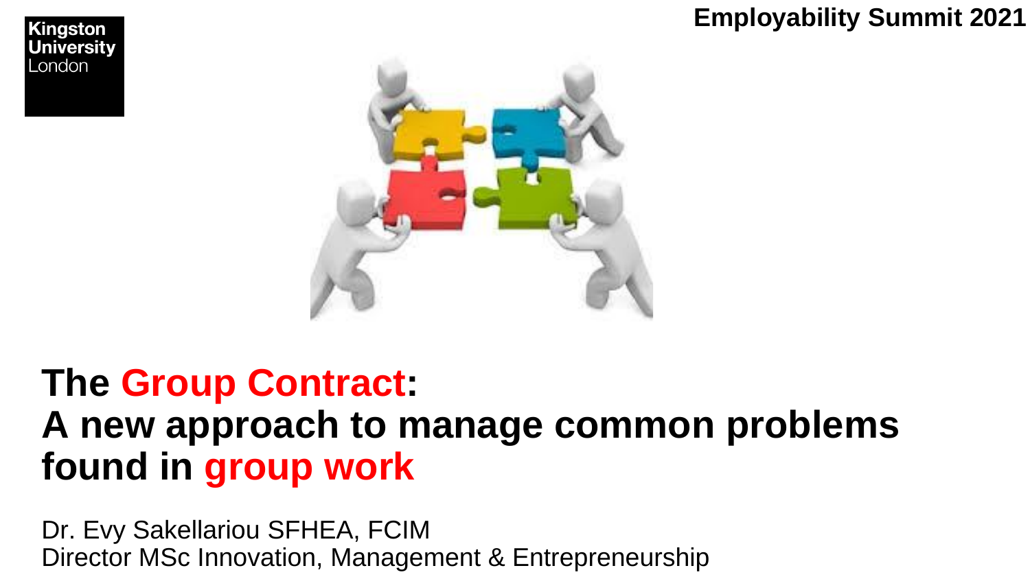Kingston University London

Employability Summit 2021

# The Group Contract: A new approach to manage common problems found in group work

Dr. Evy Sakellariou SFHEA, FCIM
Director MSc Innovation, Management & Entrepreneurship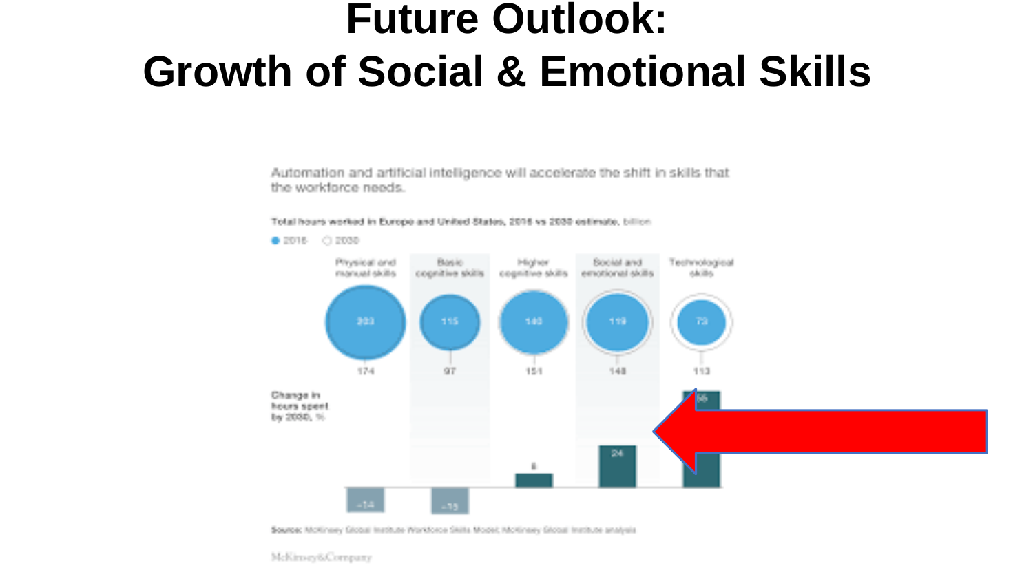# Future Outlook:
# Growth of Social & Emotional Skills

Automation and artificial intelligence will accelerate the shift in skills that the workforce needs.

**Total hours worked in Europe and United States, 2016 vs 2030 estimate,** billion

● 2016 ○ 2030

| | Physical and manual skills | Basic cognitive skills | Higher cognitive skills | Social and emotional skills | Technological skills |
|---|---|---|---|---|---|
| 2016 | 203 | 115 | 140 | 119 | 73 |
| 2030 | 174 | 97 | 151 | 148 | 113 |
| Change in hours spent by 2030, % | −14 | −15 | 8 | 24 | 55 |

**Source:** McKinsey Global Institute Workforce Skills Model; McKinsey Global Institute analysis

McKinsey&Company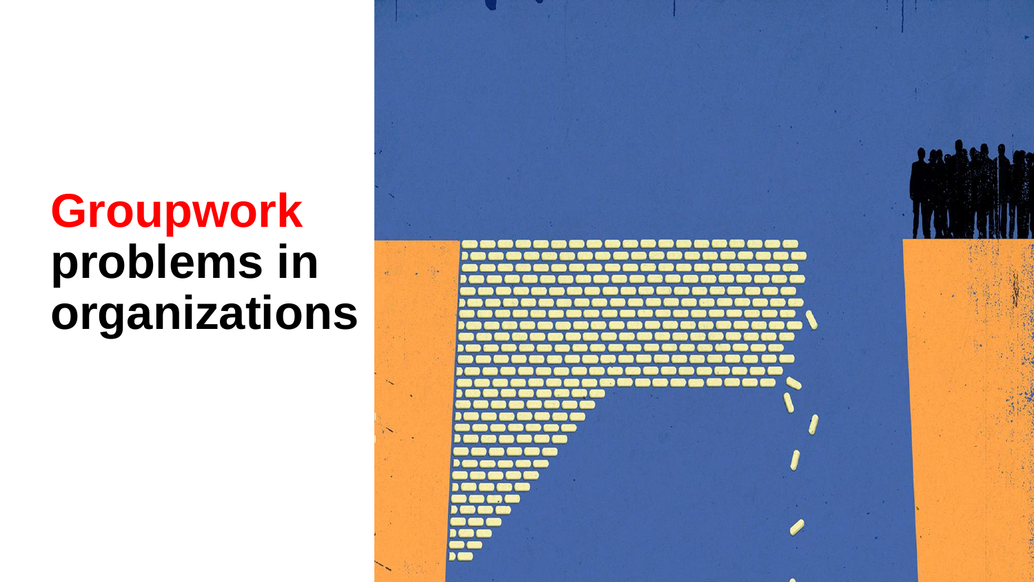# **Groupwork** problems in organizations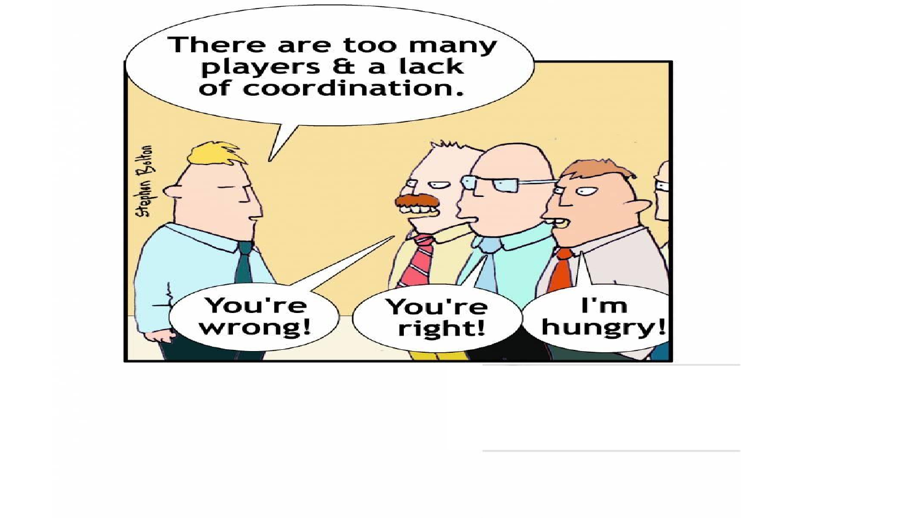There are too many players & a lack of coordination.

You're wrong!

You're right!

I'm hungry!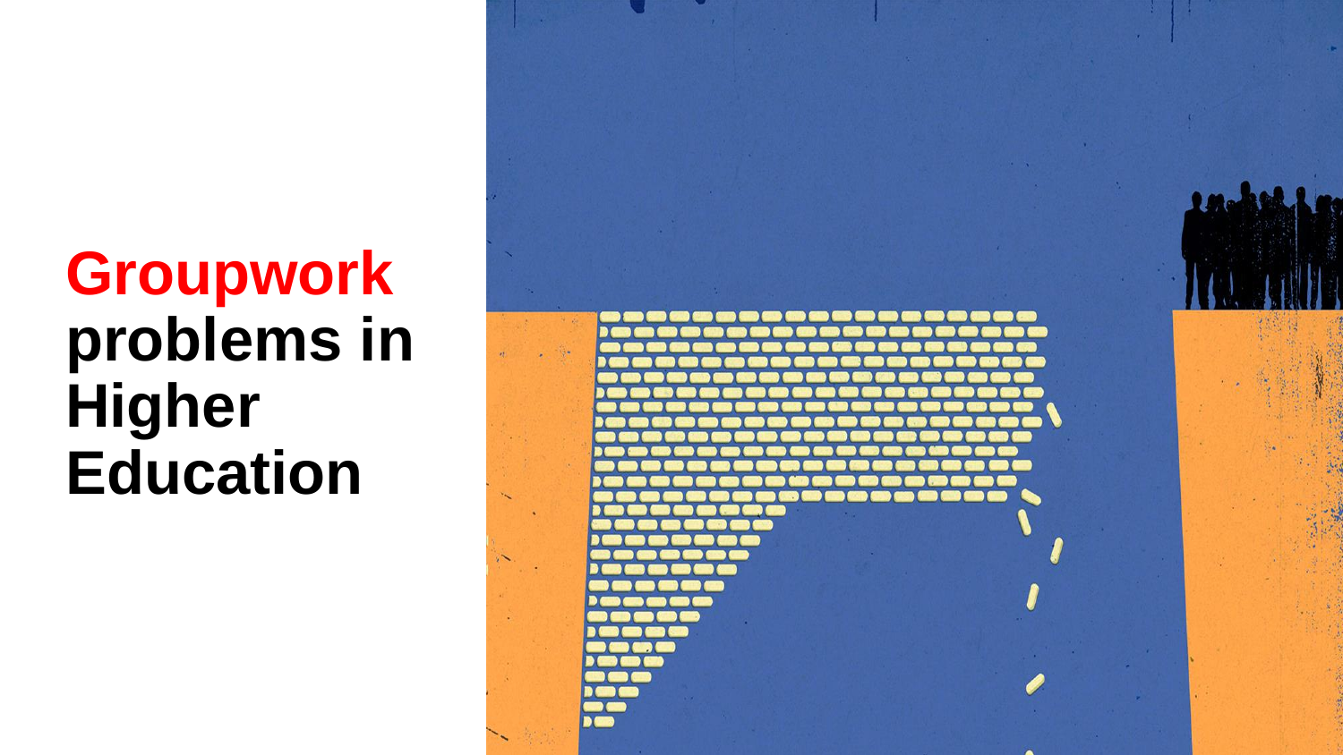# Groupwork problems in Higher Education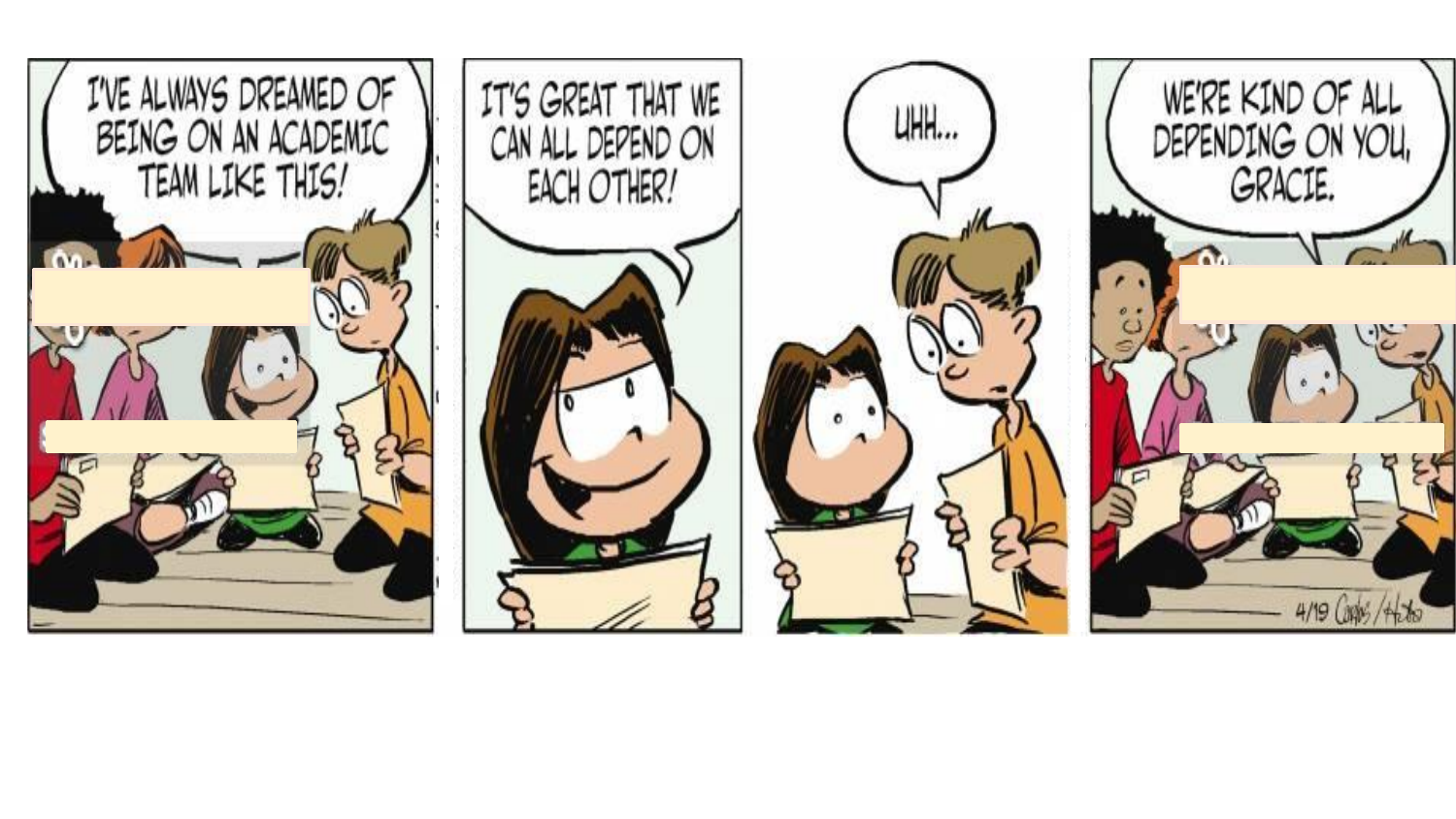I'VE ALWAYS DREAMED OF BEING ON AN ACADEMIC TEAM LIKE THIS!

IT'S GREAT THAT WE CAN ALL DEPEND ON EACH OTHER!

UHH...

WE'RE KIND OF ALL DEPENDING ON YOU, GRACIE.

4/19 Carlos / Hatto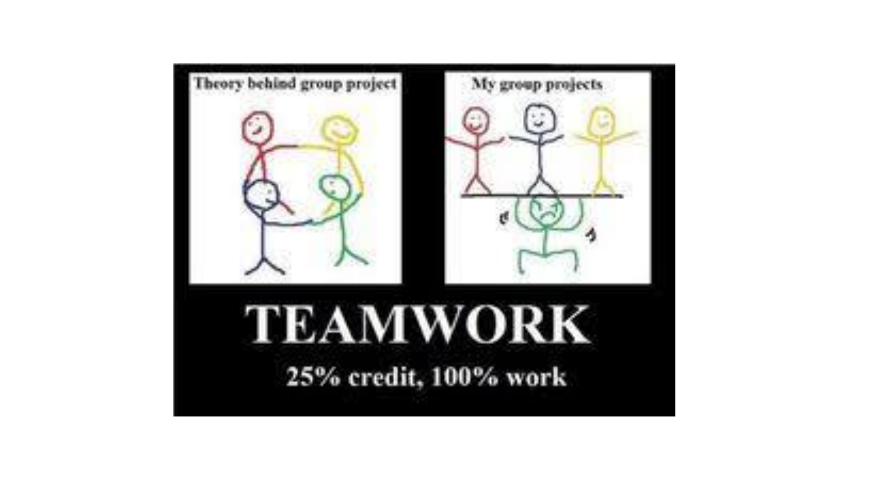Theory behind group project

My group projects

# TEAMWORK

**25% credit, 100% work**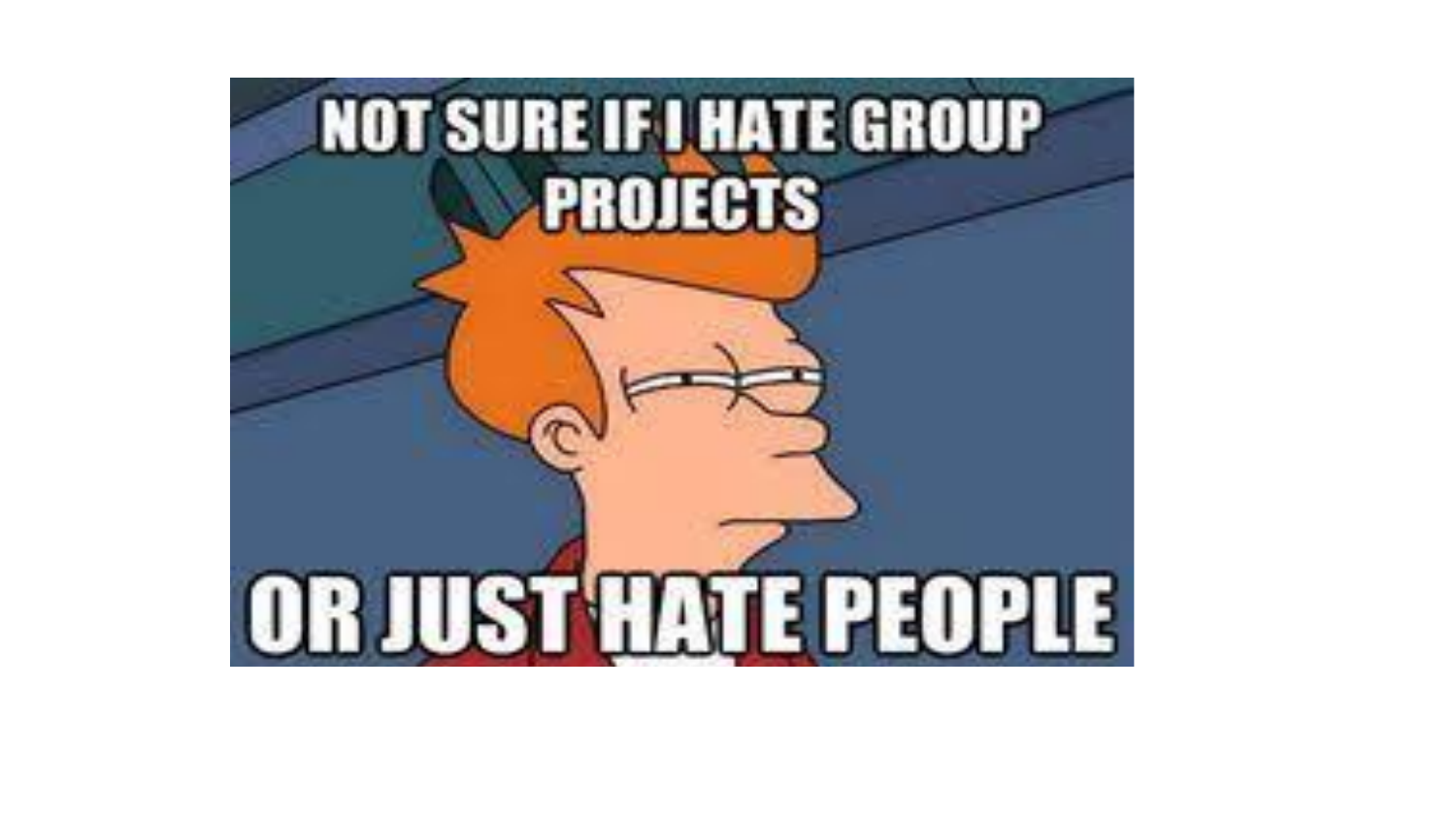NOT SURE IF I HATE GROUP PROJECTS

OR JUST HATE PEOPLE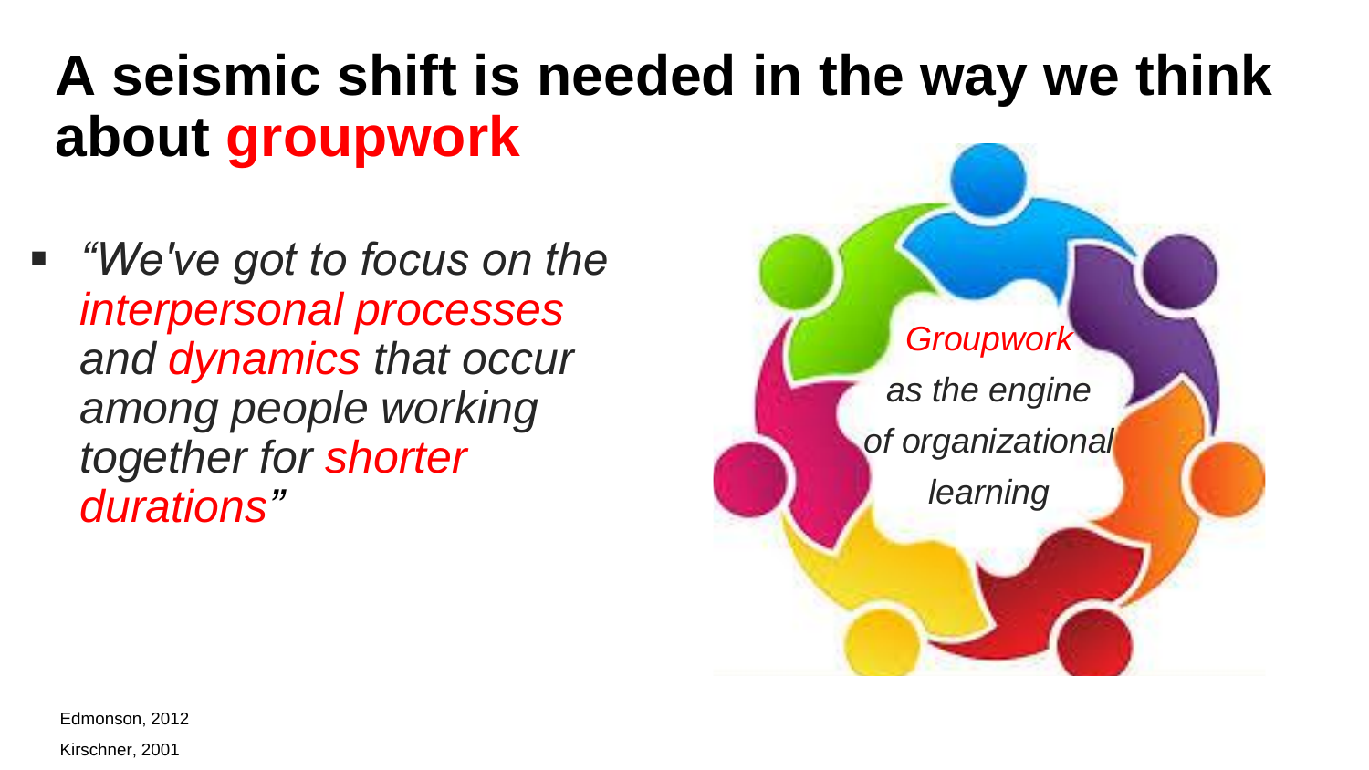# A seismic shift is needed in the way we think about **groupwork**

- *"We've got to focus on the interpersonal processes and dynamics that occur among people working together for shorter durations"*

*Groupwork as the engine of organizational learning*

Edmonson, 2012

Kirschner, 2001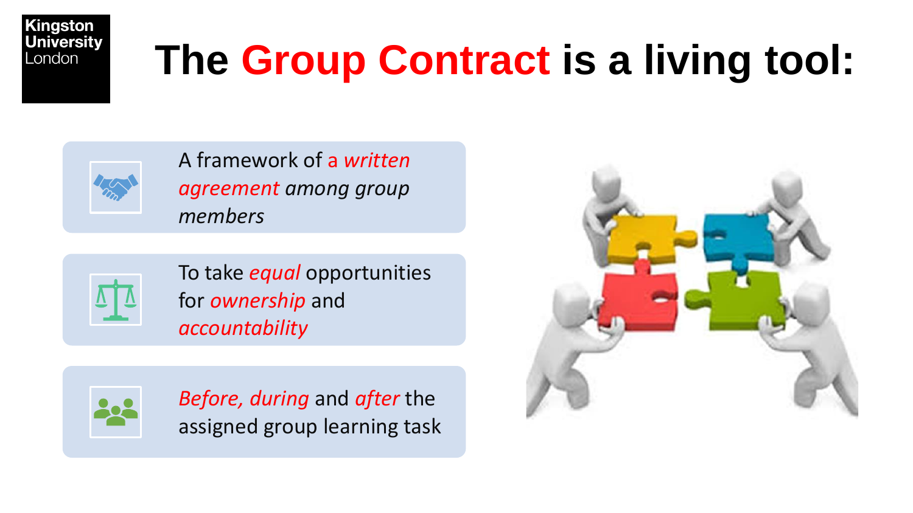# The Group Contract is a living tool:

- A framework of *a written agreement among group members*
- To take *equal* opportunities for *ownership* and *accountability*
- *Before, during* and *after* the assigned group learning task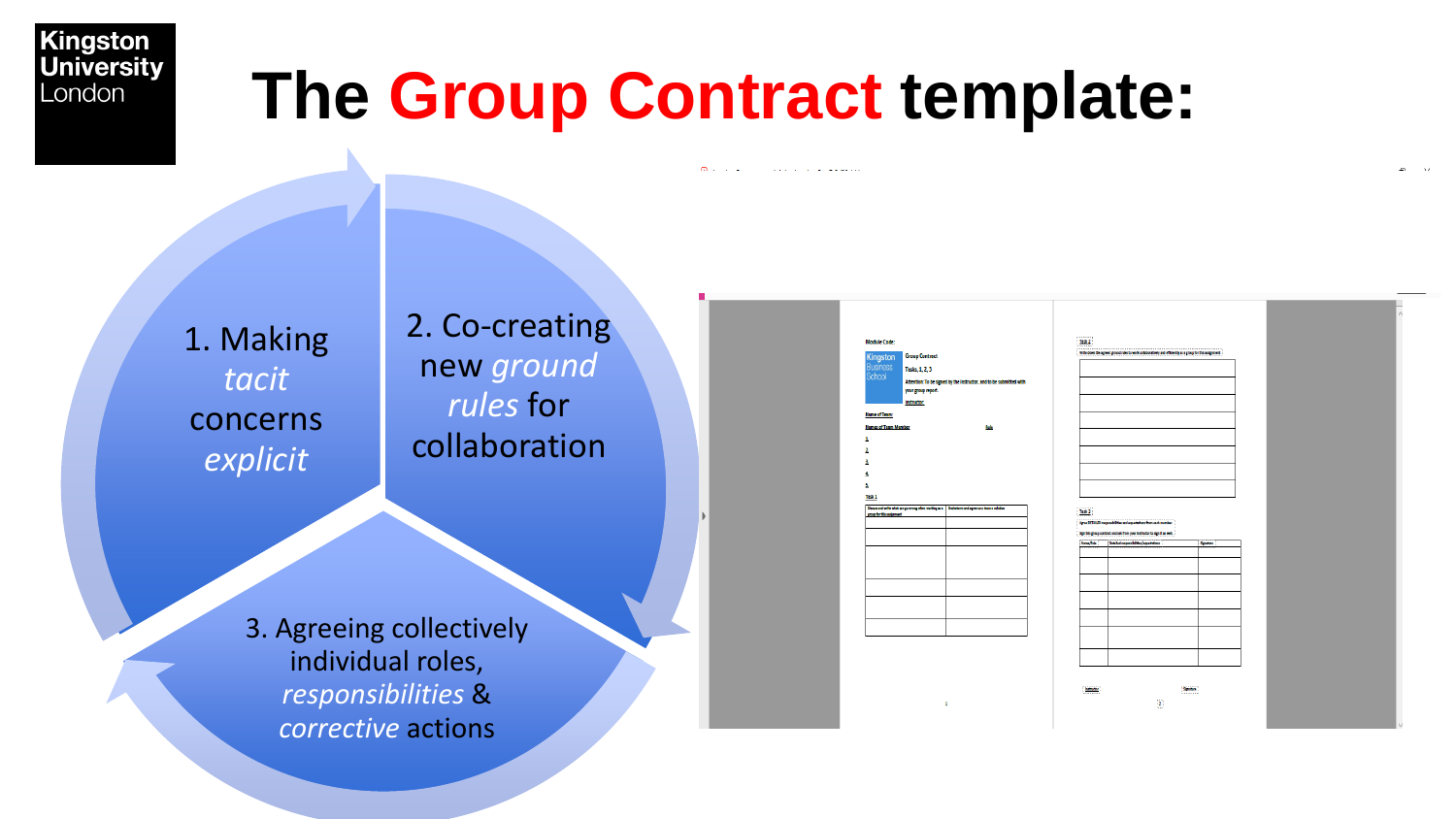# The Group Contract template:

1. Making *tacit* concerns *explicit*
2. Co-creating new *ground rules* for collaboration
3. Agreeing collectively individual roles, *responsibilities* & *corrective* actions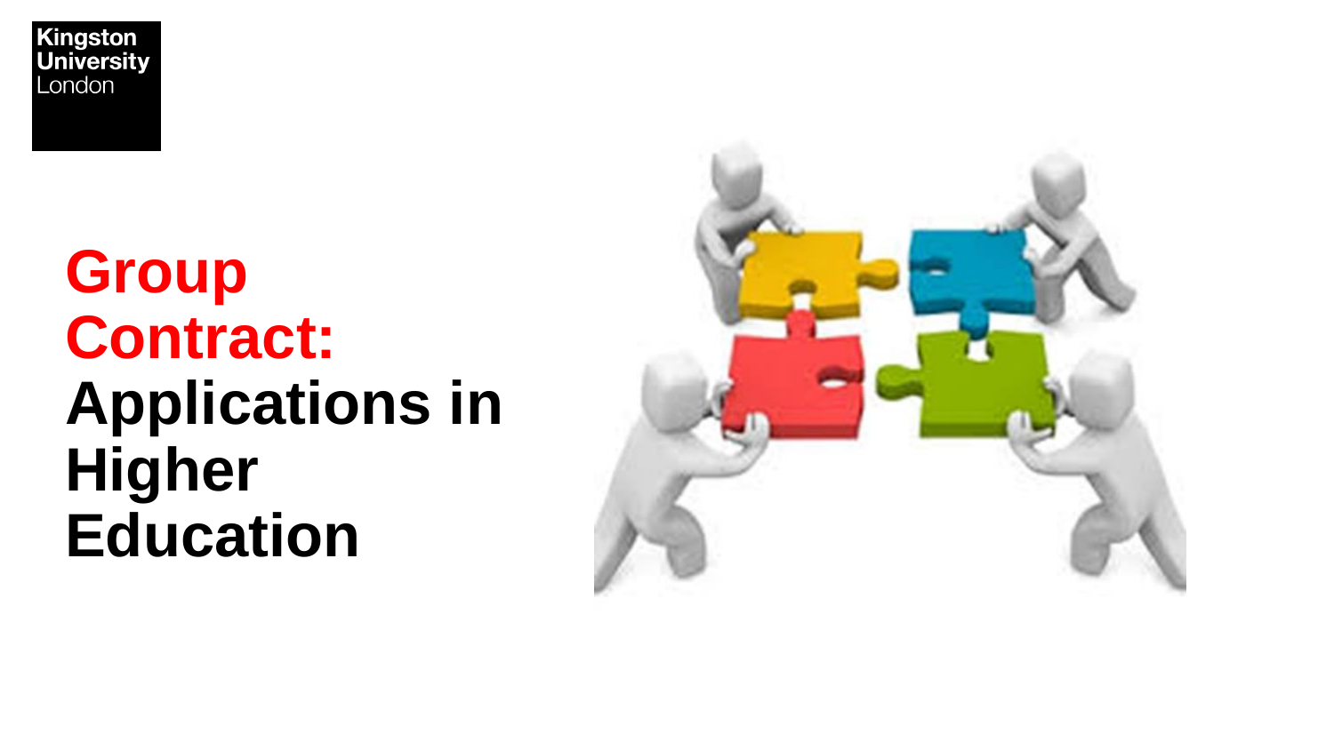Kingston University London

# Group Contract: Applications in Higher Education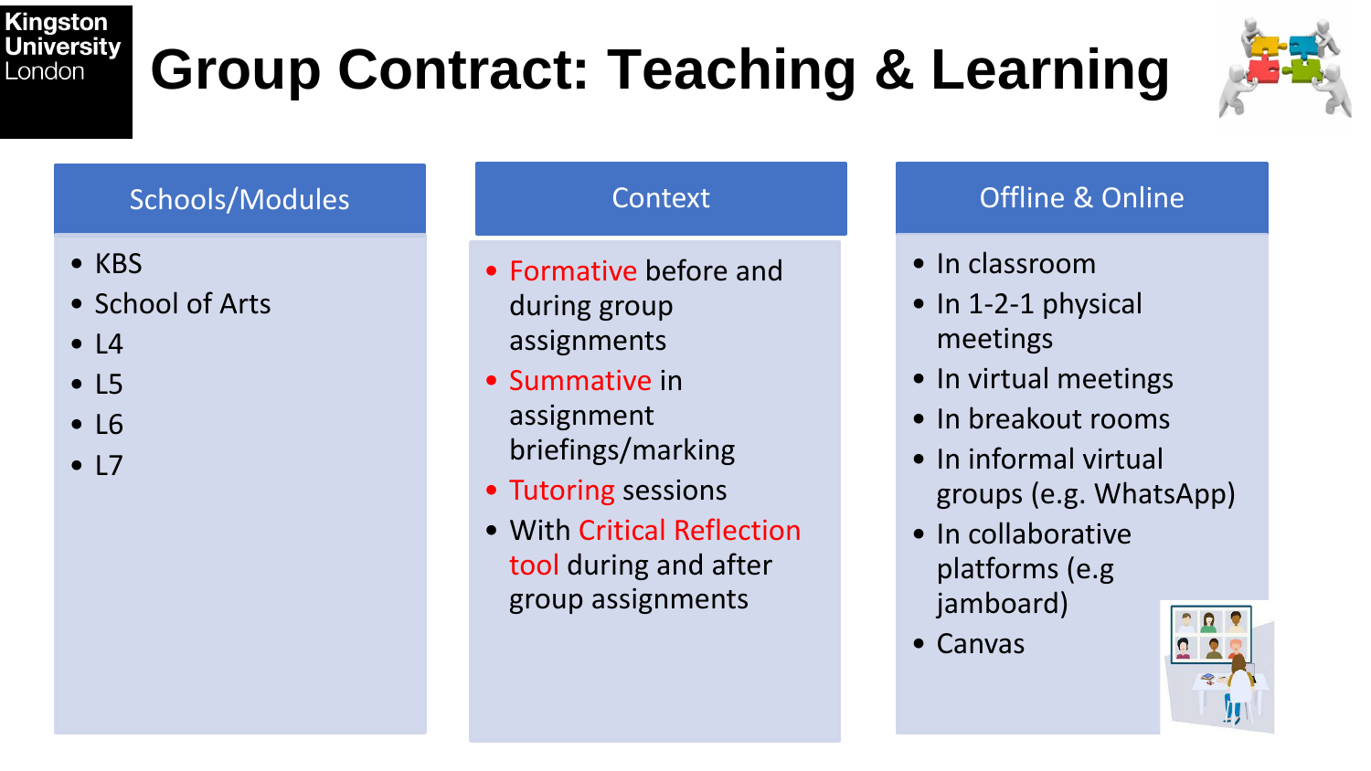# Group Contract: Teaching & Learning

## Schools/Modules

- KBS
- School of Arts
- L4
- L5
- L6
- L7

## Context

- Formative before and during group assignments
- Summative in assignment briefings/marking
- Tutoring sessions
- With Critical Reflection tool during and after group assignments

## Offline & Online

- In classroom
- In 1-2-1 physical meetings
- In virtual meetings
- In breakout rooms
- In informal virtual groups (e.g. WhatsApp)
- In collaborative platforms (e.g jamboard)
- Canvas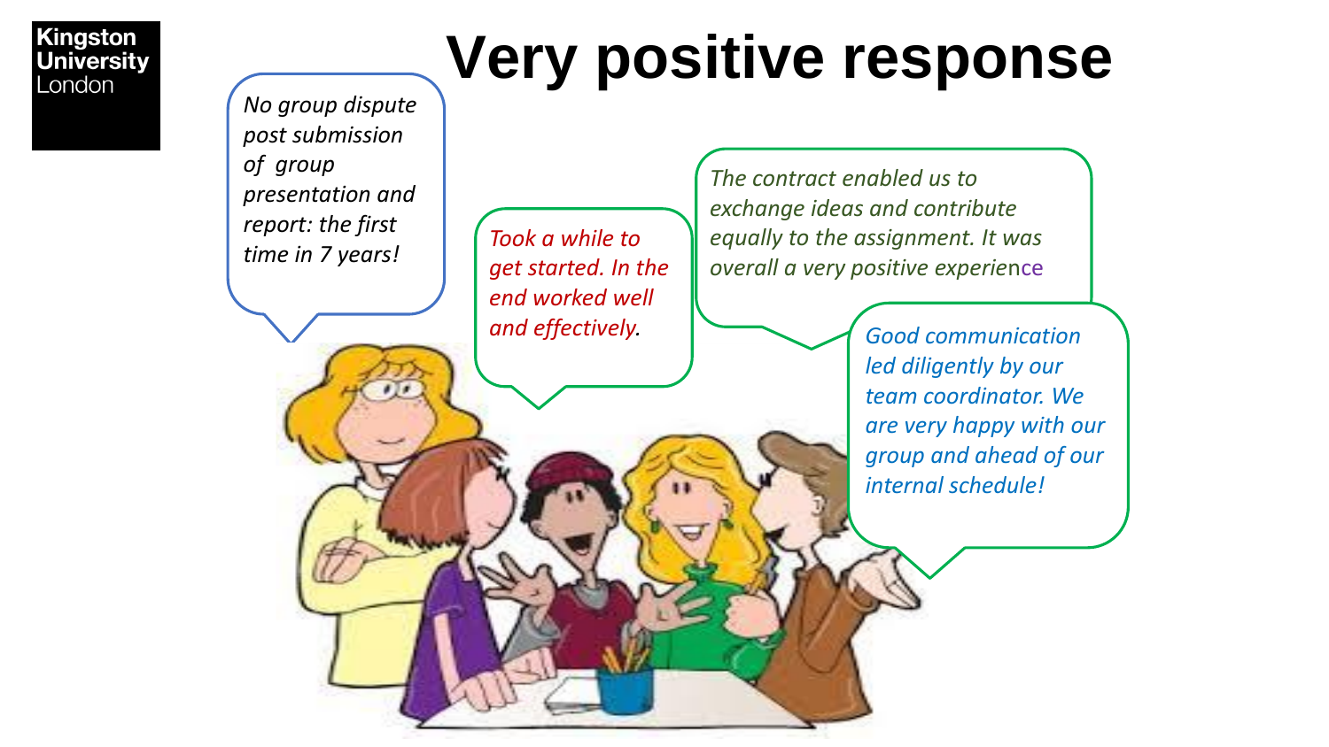# Very positive response

*No group dispute post submission of group presentation and report: the first time in 7 years!*

*Took a while to get started. In the end worked well and effectively.*

*The contract enabled us to exchange ideas and contribute equally to the assignment. It was overall a very positive experience*

*Good communication led diligently by our team coordinator. We are very happy with our group and ahead of our internal schedule!*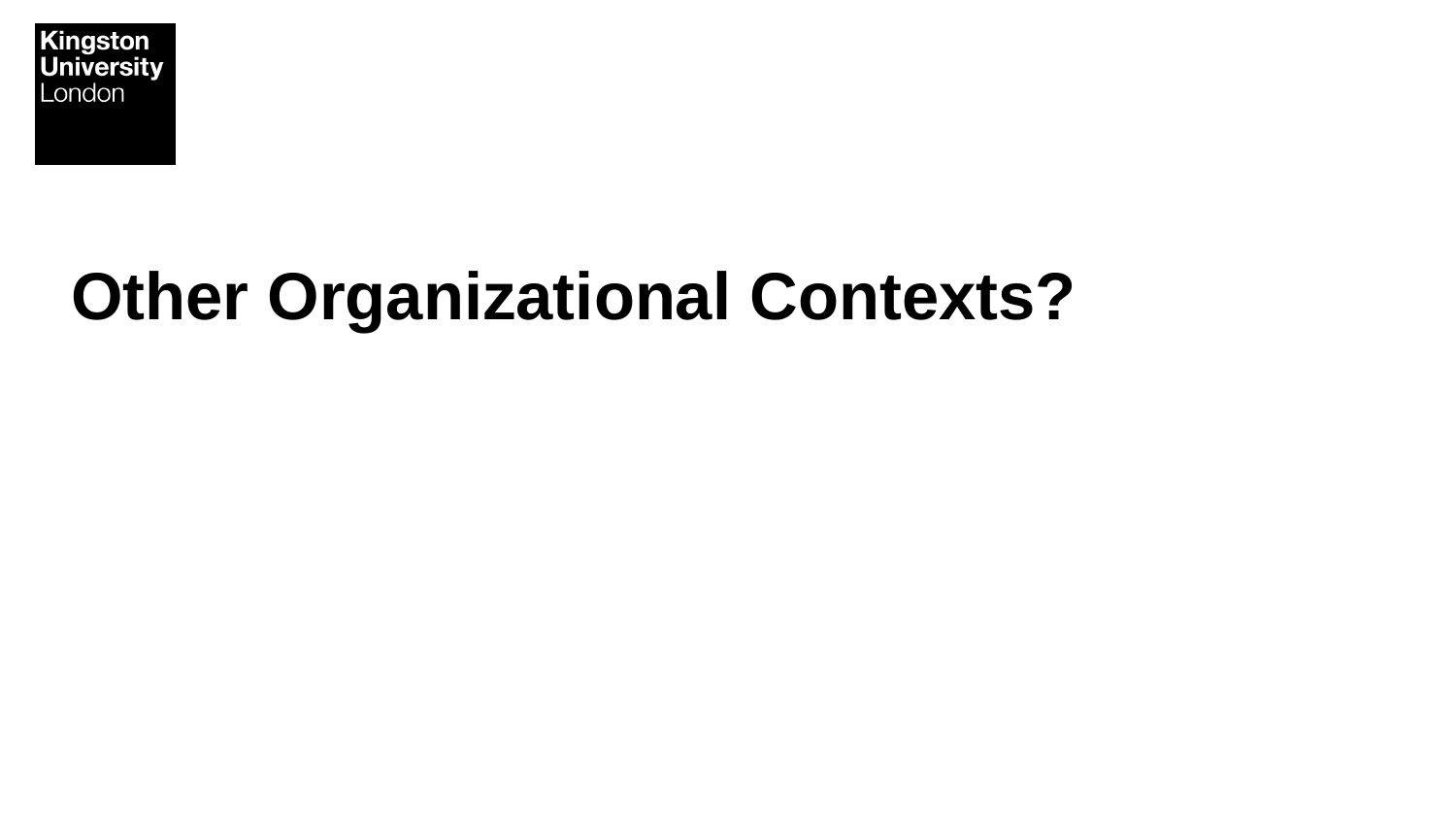# Other Organizational Contexts?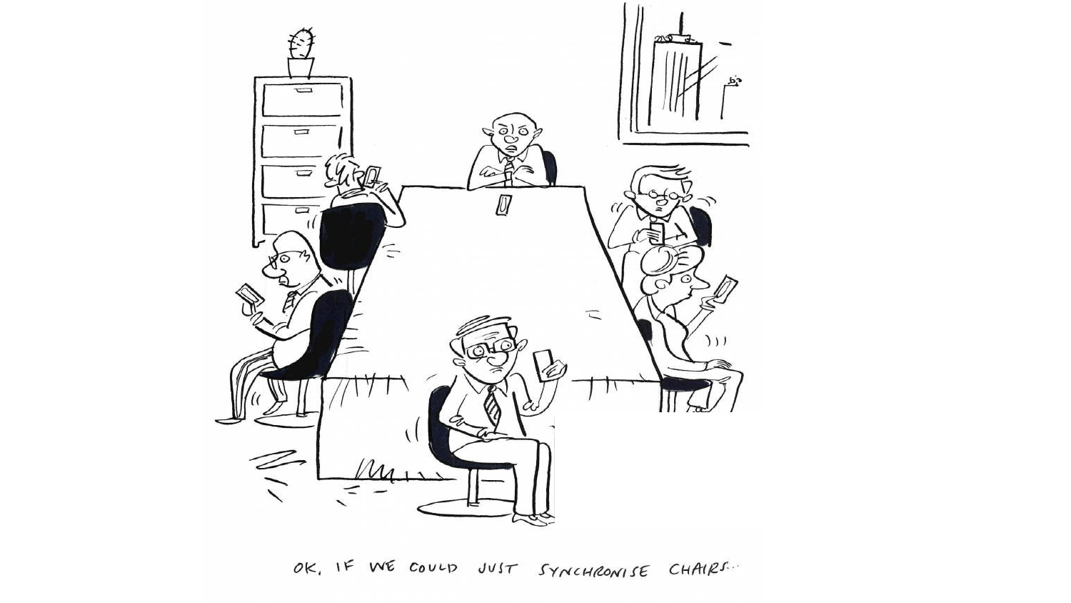OK, IF WE COULD JUST SYNCHRONISE CHAIRS...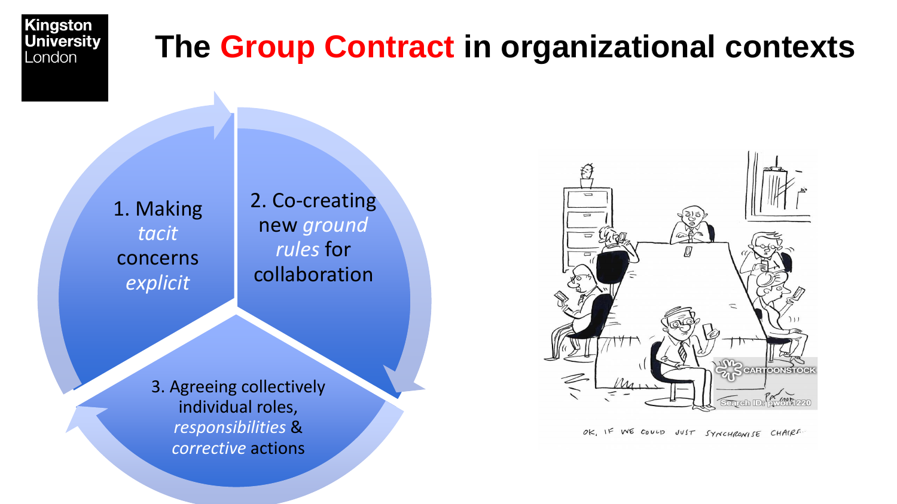# The **Group Contract** in organizational contexts

1. Making *tacit* concerns *explicit*

2. Co-creating new *ground rules* for collaboration

3. Agreeing collectively individual roles, *responsibilities* & *corrective* actions

OK, IF WE COULD JUST SYNCHRONISE CHAIRS...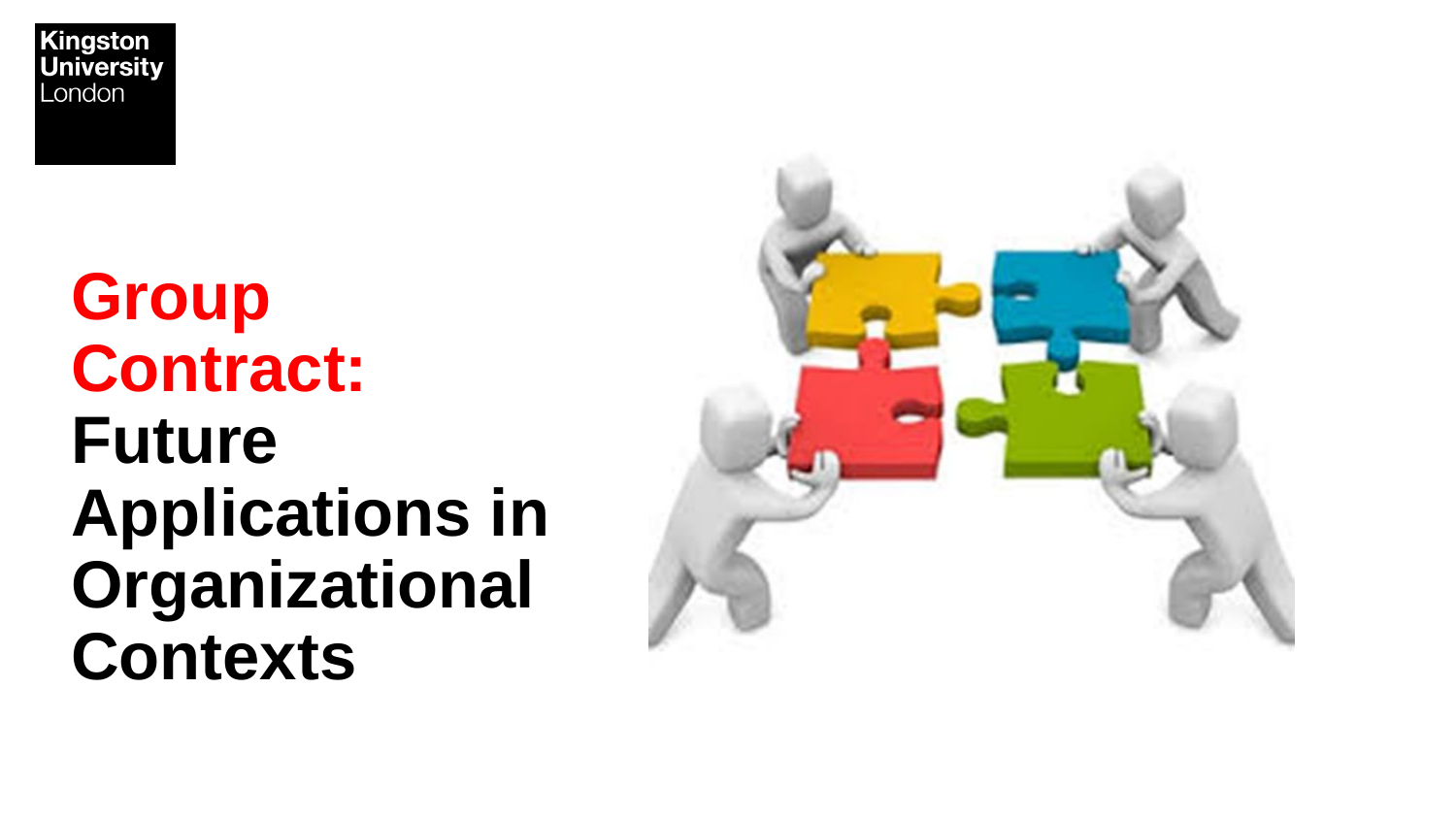Kingston University London

# Group Contract: Future Applications in Organizational Contexts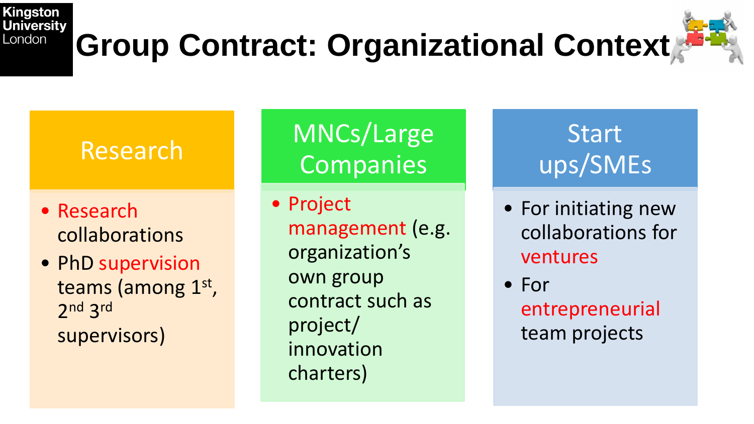# Group Contract: Organizational Context

## Research

- Research collaborations
- PhD supervision teams (among 1st, 2nd 3rd supervisors)

## MNCs/Large Companies

- Project management (e.g. organization's own group contract such as project/ innovation charters)

## Start ups/SMEs

- For initiating new collaborations for ventures
- For entrepreneurial team projects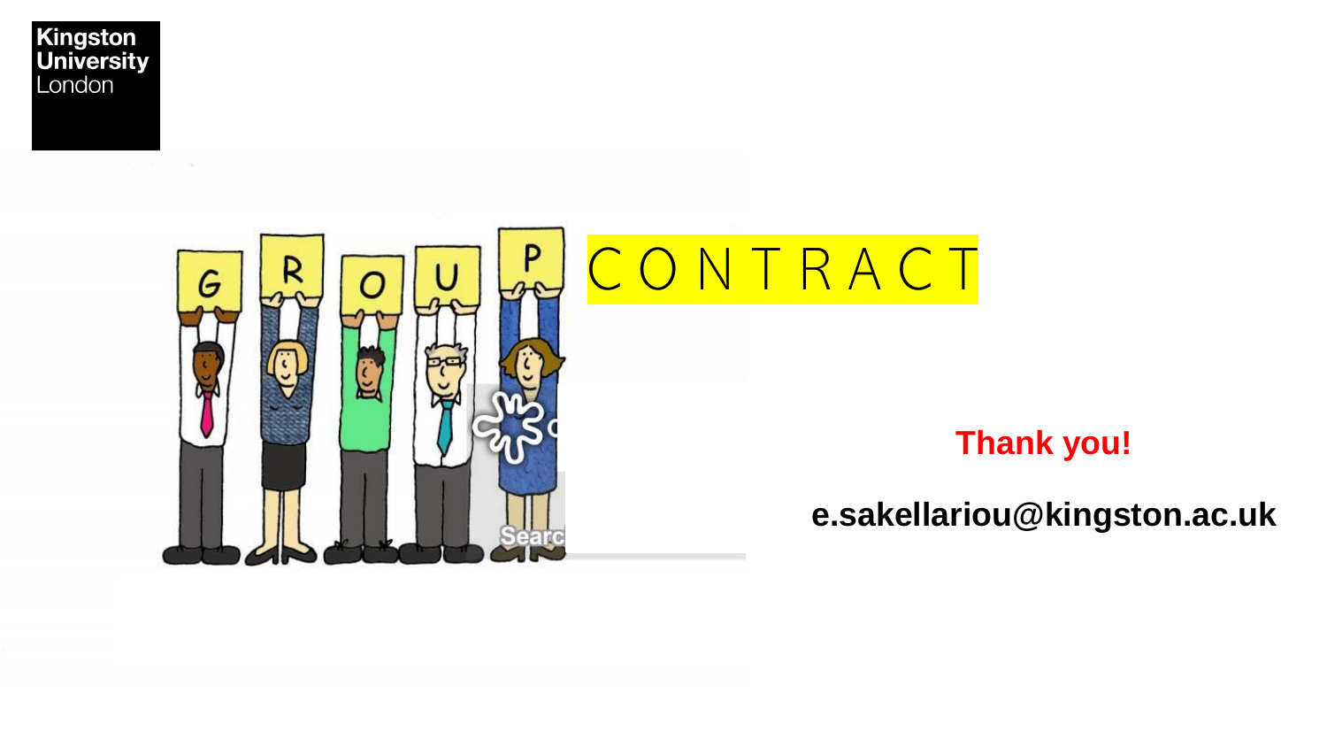Kingston University London

GROUP CONTRACT

**Thank you!**

**e.sakellariou@kingston.ac.uk**